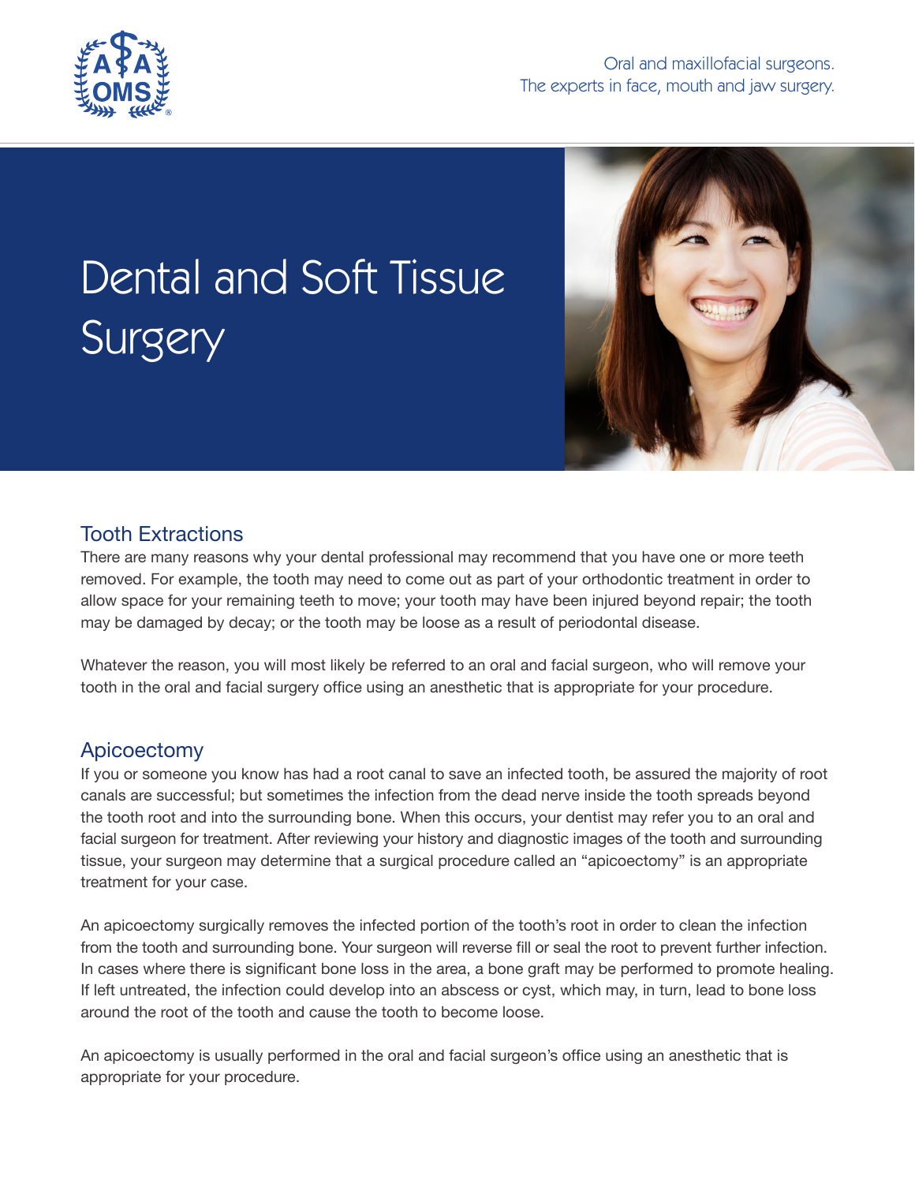Oral and maxillofacial surgeons.
The experts in face, mouth and jaw surgery.

# Dental and Soft Tissue Surgery

## Tooth Extractions

There are many reasons why your dental professional may recommend that you have one or more teeth removed. For example, the tooth may need to come out as part of your orthodontic treatment in order to allow space for your remaining teeth to move; your tooth may have been injured beyond repair; the tooth may be damaged by decay; or the tooth may be loose as a result of periodontal disease.

Whatever the reason, you will most likely be referred to an oral and facial surgeon, who will remove your tooth in the oral and facial surgery office using an anesthetic that is appropriate for your procedure.

## Apicoectomy

If you or someone you know has had a root canal to save an infected tooth, be assured the majority of root canals are successful; but sometimes the infection from the dead nerve inside the tooth spreads beyond the tooth root and into the surrounding bone. When this occurs, your dentist may refer you to an oral and facial surgeon for treatment. After reviewing your history and diagnostic images of the tooth and surrounding tissue, your surgeon may determine that a surgical procedure called an "apicoectomy" is an appropriate treatment for your case.

An apicoectomy surgically removes the infected portion of the tooth's root in order to clean the infection from the tooth and surrounding bone. Your surgeon will reverse fill or seal the root to prevent further infection. In cases where there is significant bone loss in the area, a bone graft may be performed to promote healing. If left untreated, the infection could develop into an abscess or cyst, which may, in turn, lead to bone loss around the root of the tooth and cause the tooth to become loose.

An apicoectomy is usually performed in the oral and facial surgeon's office using an anesthetic that is appropriate for your procedure.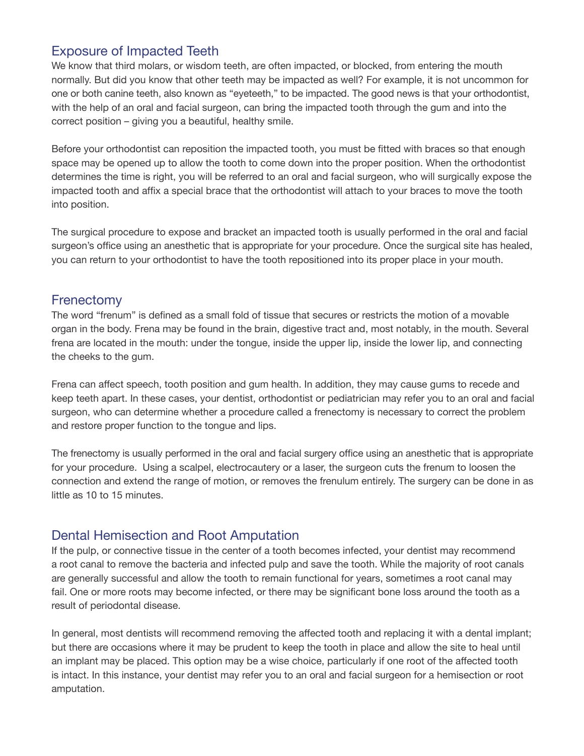## Exposure of Impacted Teeth

We know that third molars, or wisdom teeth, are often impacted, or blocked, from entering the mouth normally. But did you know that other teeth may be impacted as well? For example, it is not uncommon for one or both canine teeth, also known as "eyeteeth," to be impacted. The good news is that your orthodontist, with the help of an oral and facial surgeon, can bring the impacted tooth through the gum and into the correct position – giving you a beautiful, healthy smile.

Before your orthodontist can reposition the impacted tooth, you must be fitted with braces so that enough space may be opened up to allow the tooth to come down into the proper position. When the orthodontist determines the time is right, you will be referred to an oral and facial surgeon, who will surgically expose the impacted tooth and affix a special brace that the orthodontist will attach to your braces to move the tooth into position.

The surgical procedure to expose and bracket an impacted tooth is usually performed in the oral and facial surgeon's office using an anesthetic that is appropriate for your procedure. Once the surgical site has healed, you can return to your orthodontist to have the tooth repositioned into its proper place in your mouth.

## Frenectomy

The word "frenum" is defined as a small fold of tissue that secures or restricts the motion of a movable organ in the body. Frena may be found in the brain, digestive tract and, most notably, in the mouth. Several frena are located in the mouth: under the tongue, inside the upper lip, inside the lower lip, and connecting the cheeks to the gum.

Frena can affect speech, tooth position and gum health. In addition, they may cause gums to recede and keep teeth apart. In these cases, your dentist, orthodontist or pediatrician may refer you to an oral and facial surgeon, who can determine whether a procedure called a frenectomy is necessary to correct the problem and restore proper function to the tongue and lips.

The frenectomy is usually performed in the oral and facial surgery office using an anesthetic that is appropriate for your procedure. Using a scalpel, electrocautery or a laser, the surgeon cuts the frenum to loosen the connection and extend the range of motion, or removes the frenulum entirely. The surgery can be done in as little as 10 to 15 minutes.

## Dental Hemisection and Root Amputation

If the pulp, or connective tissue in the center of a tooth becomes infected, your dentist may recommend a root canal to remove the bacteria and infected pulp and save the tooth. While the majority of root canals are generally successful and allow the tooth to remain functional for years, sometimes a root canal may fail. One or more roots may become infected, or there may be significant bone loss around the tooth as a result of periodontal disease.

In general, most dentists will recommend removing the affected tooth and replacing it with a dental implant; but there are occasions where it may be prudent to keep the tooth in place and allow the site to heal until an implant may be placed. This option may be a wise choice, particularly if one root of the affected tooth is intact. In this instance, your dentist may refer you to an oral and facial surgeon for a hemisection or root amputation.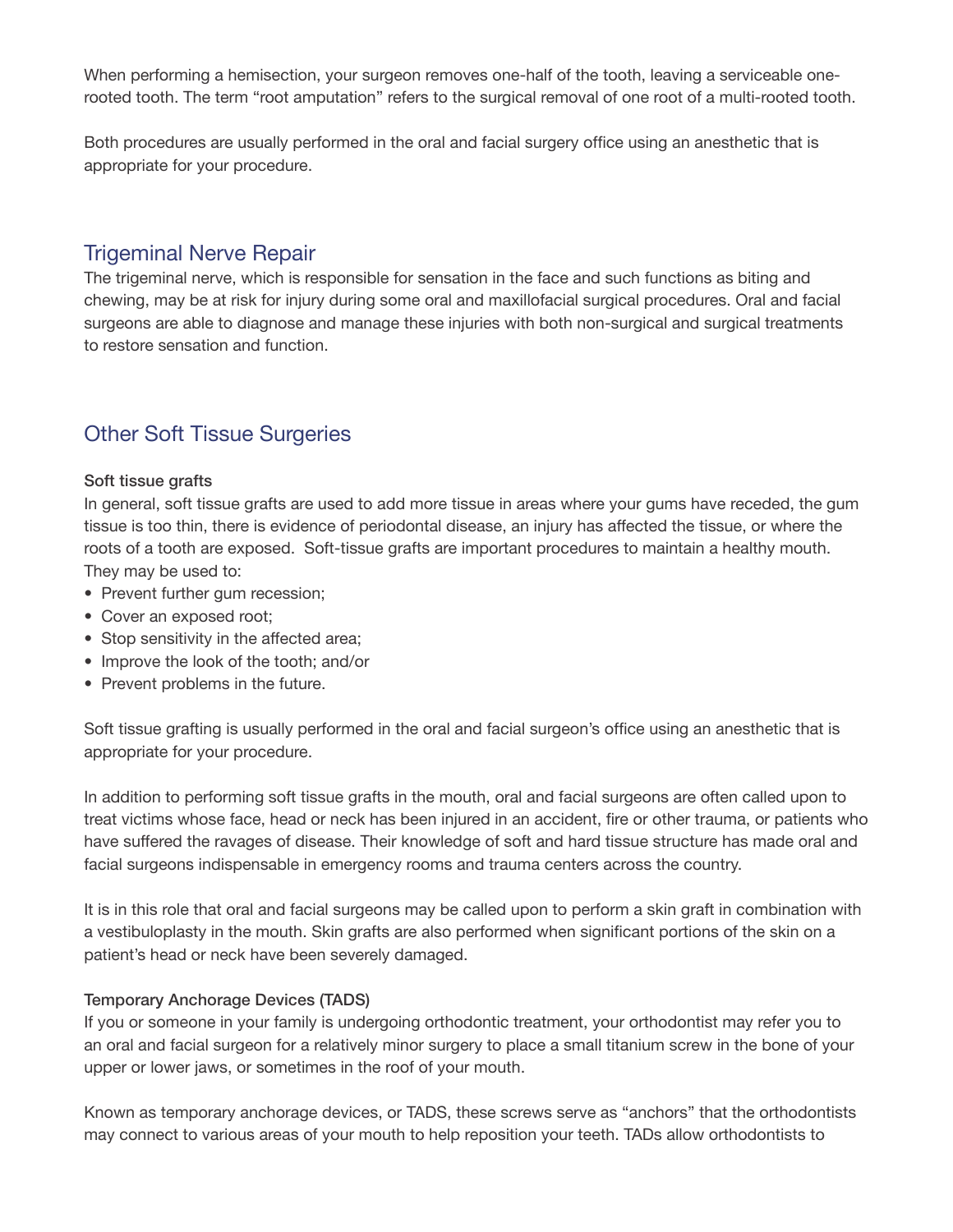When performing a hemisection, your surgeon removes one-half of the tooth, leaving a serviceable one-rooted tooth. The term "root amputation" refers to the surgical removal of one root of a multi-rooted tooth.

Both procedures are usually performed in the oral and facial surgery office using an anesthetic that is appropriate for your procedure.

## Trigeminal Nerve Repair

The trigeminal nerve, which is responsible for sensation in the face and such functions as biting and chewing, may be at risk for injury during some oral and maxillofacial surgical procedures. Oral and facial surgeons are able to diagnose and manage these injuries with both non-surgical and surgical treatments to restore sensation and function.

## Other Soft Tissue Surgeries

**Soft tissue grafts**

In general, soft tissue grafts are used to add more tissue in areas where your gums have receded, the gum tissue is too thin, there is evidence of periodontal disease, an injury has affected the tissue, or where the roots of a tooth are exposed.  Soft-tissue grafts are important procedures to maintain a healthy mouth. They may be used to:

- Prevent further gum recession;
- Cover an exposed root;
- Stop sensitivity in the affected area;
- Improve the look of the tooth; and/or
- Prevent problems in the future.

Soft tissue grafting is usually performed in the oral and facial surgeon's office using an anesthetic that is appropriate for your procedure.

In addition to performing soft tissue grafts in the mouth, oral and facial surgeons are often called upon to treat victims whose face, head or neck has been injured in an accident, fire or other trauma, or patients who have suffered the ravages of disease. Their knowledge of soft and hard tissue structure has made oral and facial surgeons indispensable in emergency rooms and trauma centers across the country.

It is in this role that oral and facial surgeons may be called upon to perform a skin graft in combination with a vestibuloplasty in the mouth. Skin grafts are also performed when significant portions of the skin on a patient's head or neck have been severely damaged.

**Temporary Anchorage Devices (TADS)**

If you or someone in your family is undergoing orthodontic treatment, your orthodontist may refer you to an oral and facial surgeon for a relatively minor surgery to place a small titanium screw in the bone of your upper or lower jaws, or sometimes in the roof of your mouth.

Known as temporary anchorage devices, or TADS, these screws serve as "anchors" that the orthodontists may connect to various areas of your mouth to help reposition your teeth. TADs allow orthodontists to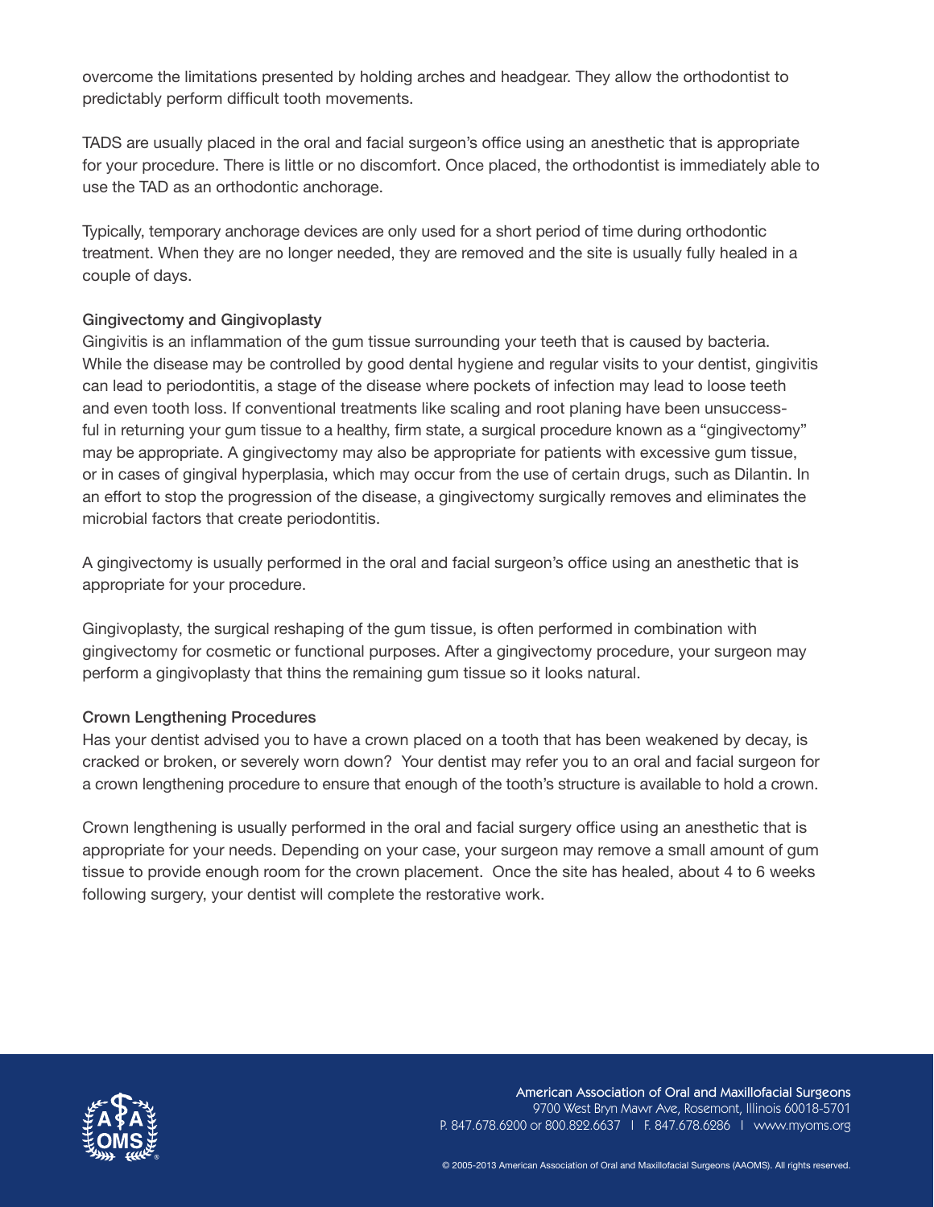overcome the limitations presented by holding arches and headgear. They allow the orthodontist to predictably perform difficult tooth movements.

TADS are usually placed in the oral and facial surgeon's office using an anesthetic that is appropriate for your procedure. There is little or no discomfort. Once placed, the orthodontist is immediately able to use the TAD as an orthodontic anchorage.

Typically, temporary anchorage devices are only used for a short period of time during orthodontic treatment. When they are no longer needed, they are removed and the site is usually fully healed in a couple of days.

### Gingivectomy and Gingivoplasty

Gingivitis is an inflammation of the gum tissue surrounding your teeth that is caused by bacteria. While the disease may be controlled by good dental hygiene and regular visits to your dentist, gingivitis can lead to periodontitis, a stage of the disease where pockets of infection may lead to loose teeth and even tooth loss. If conventional treatments like scaling and root planing have been unsuccessful in returning your gum tissue to a healthy, firm state, a surgical procedure known as a "gingivectomy" may be appropriate. A gingivectomy may also be appropriate for patients with excessive gum tissue, or in cases of gingival hyperplasia, which may occur from the use of certain drugs, such as Dilantin. In an effort to stop the progression of the disease, a gingivectomy surgically removes and eliminates the microbial factors that create periodontitis.

A gingivectomy is usually performed in the oral and facial surgeon's office using an anesthetic that is appropriate for your procedure.

Gingivoplasty, the surgical reshaping of the gum tissue, is often performed in combination with gingivectomy for cosmetic or functional purposes. After a gingivectomy procedure, your surgeon may perform a gingivoplasty that thins the remaining gum tissue so it looks natural.

### Crown Lengthening Procedures

Has your dentist advised you to have a crown placed on a tooth that has been weakened by decay, is cracked or broken, or severely worn down? Your dentist may refer you to an oral and facial surgeon for a crown lengthening procedure to ensure that enough of the tooth's structure is available to hold a crown.

Crown lengthening is usually performed in the oral and facial surgery office using an anesthetic that is appropriate for your needs. Depending on your case, your surgeon may remove a small amount of gum tissue to provide enough room for the crown placement. Once the site has healed, about 4 to 6 weeks following surgery, your dentist will complete the restorative work.

**American Association of Oral and Maxillofacial Surgeons**
9700 West Bryn Mawr Ave, Rosemont, Illinois 60018-5701
P. 847.678.6200 or 800.822.6637 | F. 847.678.6286 | www.myoms.org

© 2005-2013 American Association of Oral and Maxillofacial Surgeons (AAOMS). All rights reserved.